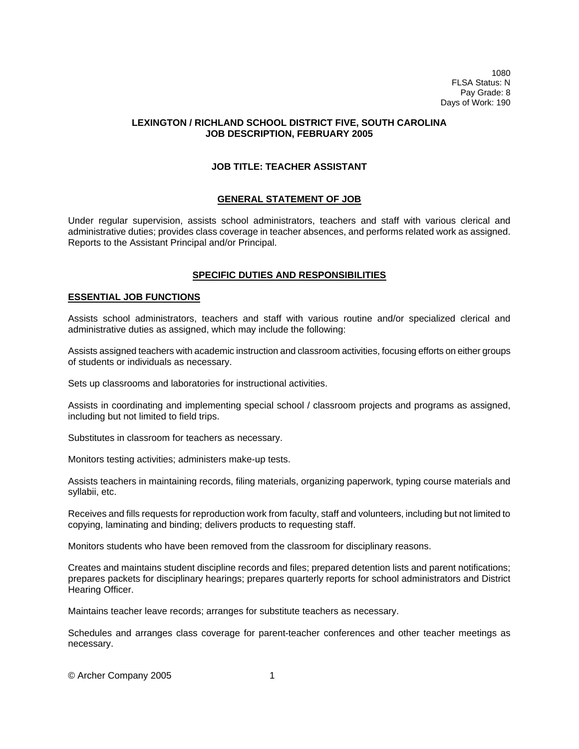1080
FLSA Status: N
Pay Grade: 8
Days of Work: 190

**LEXINGTON / RICHLAND SCHOOL DISTRICT FIVE, SOUTH CAROLINA**
**JOB DESCRIPTION, FEBRUARY 2005**

# JOB TITLE: TEACHER ASSISTANT

## GENERAL STATEMENT OF JOB

Under regular supervision, assists school administrators, teachers and staff with various clerical and administrative duties; provides class coverage in teacher absences, and performs related work as assigned. Reports to the Assistant Principal and/or Principal.

## SPECIFIC DUTIES AND RESPONSIBILITIES

### ESSENTIAL JOB FUNCTIONS

Assists school administrators, teachers and staff with various routine and/or specialized clerical and administrative duties as assigned, which may include the following:

Assists assigned teachers with academic instruction and classroom activities, focusing efforts on either groups of students or individuals as necessary.

Sets up classrooms and laboratories for instructional activities.

Assists in coordinating and implementing special school / classroom projects and programs as assigned, including but not limited to field trips.

Substitutes in classroom for teachers as necessary.

Monitors testing activities; administers make-up tests.

Assists teachers in maintaining records, filing materials, organizing paperwork, typing course materials and syllabii, etc.

Receives and fills requests for reproduction work from faculty, staff and volunteers, including but not limited to copying, laminating and binding; delivers products to requesting staff.

Monitors students who have been removed from the classroom for disciplinary reasons.

Creates and maintains student discipline records and files; prepared detention lists and parent notifications; prepares packets for disciplinary hearings; prepares quarterly reports for school administrators and District Hearing Officer.

Maintains teacher leave records; arranges for substitute teachers as necessary.

Schedules and arranges class coverage for parent-teacher conferences and other teacher meetings as necessary.

© Archer Company 2005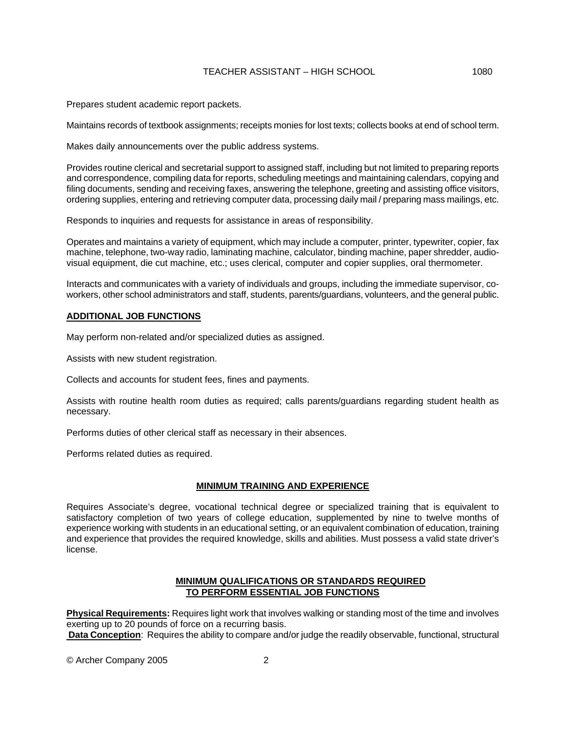Prepares student academic report packets.

Maintains records of textbook assignments; receipts monies for lost texts; collects books at end of school term.

Makes daily announcements over the public address systems.

Provides routine clerical and secretarial support to assigned staff, including but not limited to preparing reports and correspondence, compiling data for reports, scheduling meetings and maintaining calendars, copying and filing documents, sending and receiving faxes, answering the telephone, greeting and assisting office visitors, ordering supplies, entering and retrieving computer data, processing daily mail / preparing mass mailings, etc.

Responds to inquiries and requests for assistance in areas of responsibility.

Operates and maintains a variety of equipment, which may include a computer, printer, typewriter, copier, fax machine, telephone, two-way radio, laminating machine, calculator, binding machine, paper shredder, audio-visual equipment, die cut machine, etc.; uses clerical, computer and copier supplies, oral thermometer.

Interacts and communicates with a variety of individuals and groups, including the immediate supervisor, co-workers, other school administrators and staff, students, parents/guardians, volunteers, and the general public.

## ADDITIONAL JOB FUNCTIONS

May perform non-related and/or specialized duties as assigned.

Assists with new student registration.

Collects and accounts for student fees, fines and payments.

Assists with routine health room duties as required; calls parents/guardians regarding student health as necessary.

Performs duties of other clerical staff as necessary in their absences.

Performs related duties as required.

## MINIMUM TRAINING AND EXPERIENCE

Requires Associate's degree, vocational technical degree or specialized training that is equivalent to satisfactory completion of two years of college education, supplemented by nine to twelve months of experience working with students in an educational setting, or an equivalent combination of education, training and experience that provides the required knowledge, skills and abilities. Must possess a valid state driver's license.

## MINIMUM QUALIFICATIONS OR STANDARDS REQUIRED TO PERFORM ESSENTIAL JOB FUNCTIONS

**Physical Requirements:** Requires light work that involves walking or standing most of the time and involves exerting up to 20 pounds of force on a recurring basis.

**Data Conception**: Requires the ability to compare and/or judge the readily observable, functional, structural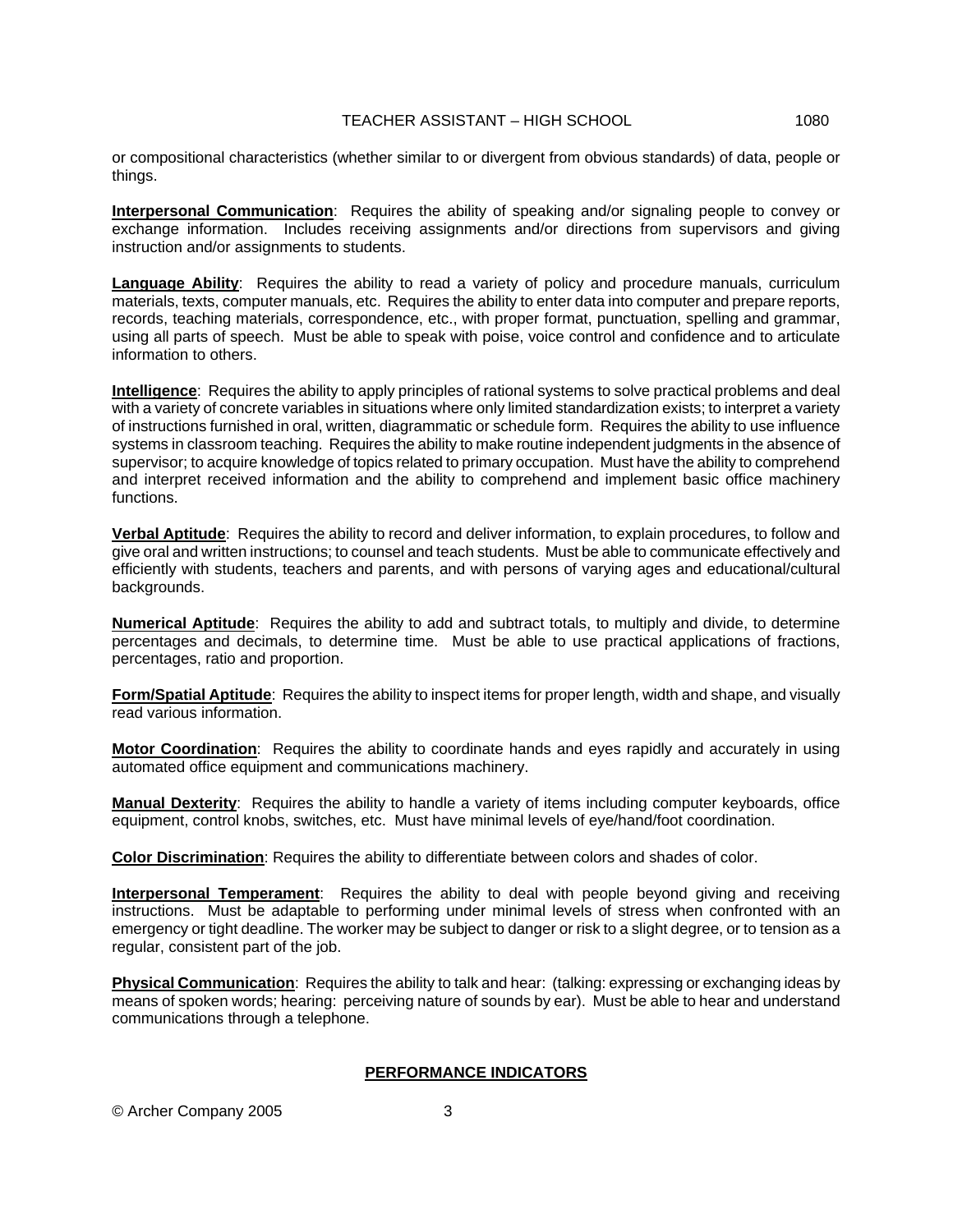or compositional characteristics (whether similar to or divergent from obvious standards) of data, people or things.

**Interpersonal Communication**: Requires the ability of speaking and/or signaling people to convey or exchange information. Includes receiving assignments and/or directions from supervisors and giving instruction and/or assignments to students.

**Language Ability**: Requires the ability to read a variety of policy and procedure manuals, curriculum materials, texts, computer manuals, etc. Requires the ability to enter data into computer and prepare reports, records, teaching materials, correspondence, etc., with proper format, punctuation, spelling and grammar, using all parts of speech. Must be able to speak with poise, voice control and confidence and to articulate information to others.

**Intelligence**: Requires the ability to apply principles of rational systems to solve practical problems and deal with a variety of concrete variables in situations where only limited standardization exists; to interpret a variety of instructions furnished in oral, written, diagrammatic or schedule form. Requires the ability to use influence systems in classroom teaching. Requires the ability to make routine independent judgments in the absence of supervisor; to acquire knowledge of topics related to primary occupation. Must have the ability to comprehend and interpret received information and the ability to comprehend and implement basic office machinery functions.

**Verbal Aptitude**: Requires the ability to record and deliver information, to explain procedures, to follow and give oral and written instructions; to counsel and teach students. Must be able to communicate effectively and efficiently with students, teachers and parents, and with persons of varying ages and educational/cultural backgrounds.

**Numerical Aptitude**: Requires the ability to add and subtract totals, to multiply and divide, to determine percentages and decimals, to determine time. Must be able to use practical applications of fractions, percentages, ratio and proportion.

**Form/Spatial Aptitude**: Requires the ability to inspect items for proper length, width and shape, and visually read various information.

**Motor Coordination**: Requires the ability to coordinate hands and eyes rapidly and accurately in using automated office equipment and communications machinery.

**Manual Dexterity**: Requires the ability to handle a variety of items including computer keyboards, office equipment, control knobs, switches, etc. Must have minimal levels of eye/hand/foot coordination.

**Color Discrimination**: Requires the ability to differentiate between colors and shades of color.

**Interpersonal Temperament**: Requires the ability to deal with people beyond giving and receiving instructions. Must be adaptable to performing under minimal levels of stress when confronted with an emergency or tight deadline. The worker may be subject to danger or risk to a slight degree, or to tension as a regular, consistent part of the job.

**Physical Communication**: Requires the ability to talk and hear: (talking: expressing or exchanging ideas by means of spoken words; hearing: perceiving nature of sounds by ear). Must be able to hear and understand communications through a telephone.

## PERFORMANCE INDICATORS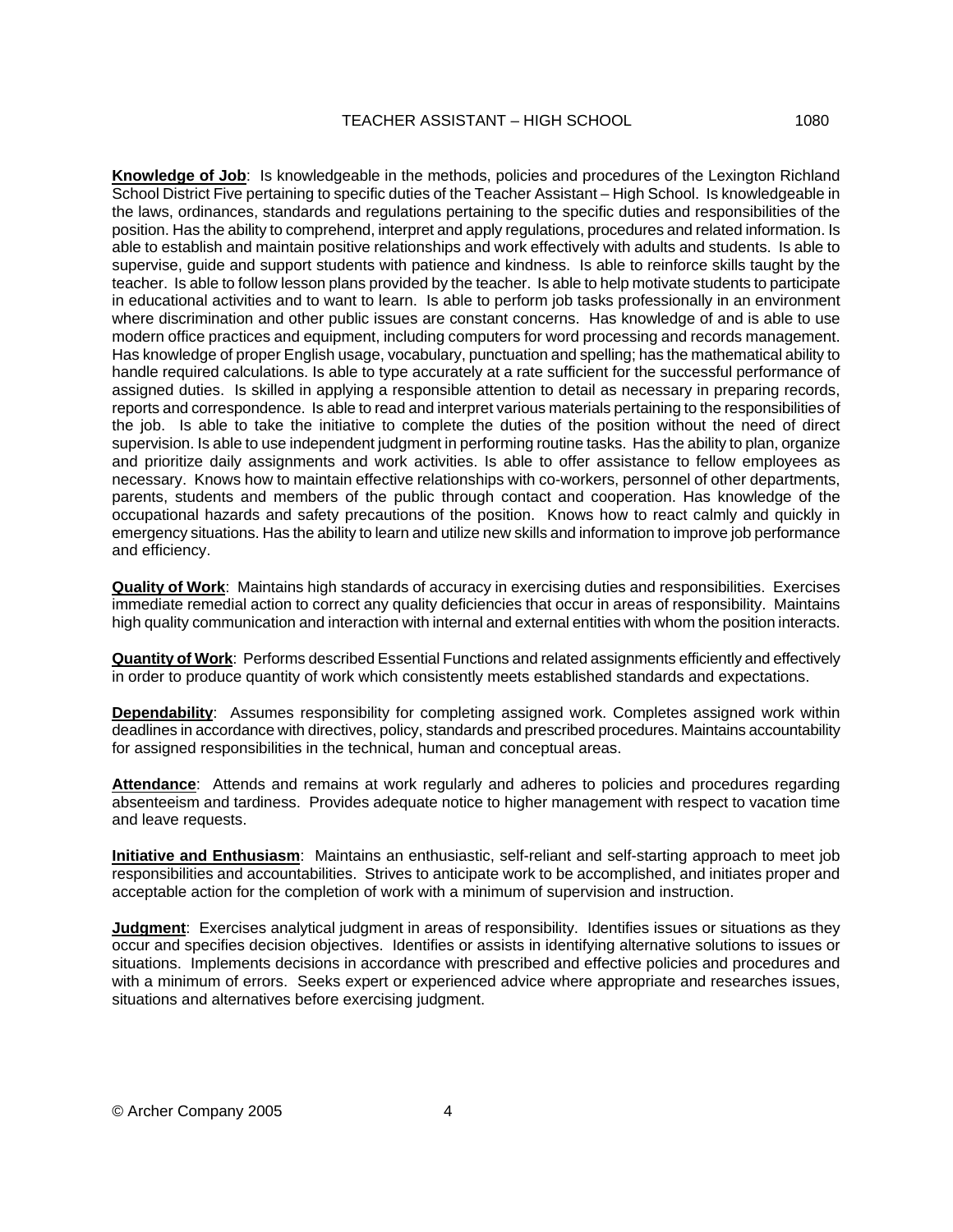**Knowledge of Job**: Is knowledgeable in the methods, policies and procedures of the Lexington Richland School District Five pertaining to specific duties of the Teacher Assistant – High School. Is knowledgeable in the laws, ordinances, standards and regulations pertaining to the specific duties and responsibilities of the position. Has the ability to comprehend, interpret and apply regulations, procedures and related information. Is able to establish and maintain positive relationships and work effectively with adults and students. Is able to supervise, guide and support students with patience and kindness. Is able to reinforce skills taught by the teacher. Is able to follow lesson plans provided by the teacher. Is able to help motivate students to participate in educational activities and to want to learn. Is able to perform job tasks professionally in an environment where discrimination and other public issues are constant concerns. Has knowledge of and is able to use modern office practices and equipment, including computers for word processing and records management. Has knowledge of proper English usage, vocabulary, punctuation and spelling; has the mathematical ability to handle required calculations. Is able to type accurately at a rate sufficient for the successful performance of assigned duties. Is skilled in applying a responsible attention to detail as necessary in preparing records, reports and correspondence. Is able to read and interpret various materials pertaining to the responsibilities of the job. Is able to take the initiative to complete the duties of the position without the need of direct supervision. Is able to use independent judgment in performing routine tasks. Has the ability to plan, organize and prioritize daily assignments and work activities. Is able to offer assistance to fellow employees as necessary. Knows how to maintain effective relationships with co-workers, personnel of other departments, parents, students and members of the public through contact and cooperation. Has knowledge of the occupational hazards and safety precautions of the position. Knows how to react calmly and quickly in emergency situations. Has the ability to learn and utilize new skills and information to improve job performance and efficiency.

**Quality of Work**: Maintains high standards of accuracy in exercising duties and responsibilities. Exercises immediate remedial action to correct any quality deficiencies that occur in areas of responsibility. Maintains high quality communication and interaction with internal and external entities with whom the position interacts.

**Quantity of Work**: Performs described Essential Functions and related assignments efficiently and effectively in order to produce quantity of work which consistently meets established standards and expectations.

**Dependability**: Assumes responsibility for completing assigned work. Completes assigned work within deadlines in accordance with directives, policy, standards and prescribed procedures. Maintains accountability for assigned responsibilities in the technical, human and conceptual areas.

**Attendance**: Attends and remains at work regularly and adheres to policies and procedures regarding absenteeism and tardiness. Provides adequate notice to higher management with respect to vacation time and leave requests.

**Initiative and Enthusiasm**: Maintains an enthusiastic, self-reliant and self-starting approach to meet job responsibilities and accountabilities. Strives to anticipate work to be accomplished, and initiates proper and acceptable action for the completion of work with a minimum of supervision and instruction.

**Judgment**: Exercises analytical judgment in areas of responsibility. Identifies issues or situations as they occur and specifies decision objectives. Identifies or assists in identifying alternative solutions to issues or situations. Implements decisions in accordance with prescribed and effective policies and procedures and with a minimum of errors. Seeks expert or experienced advice where appropriate and researches issues, situations and alternatives before exercising judgment.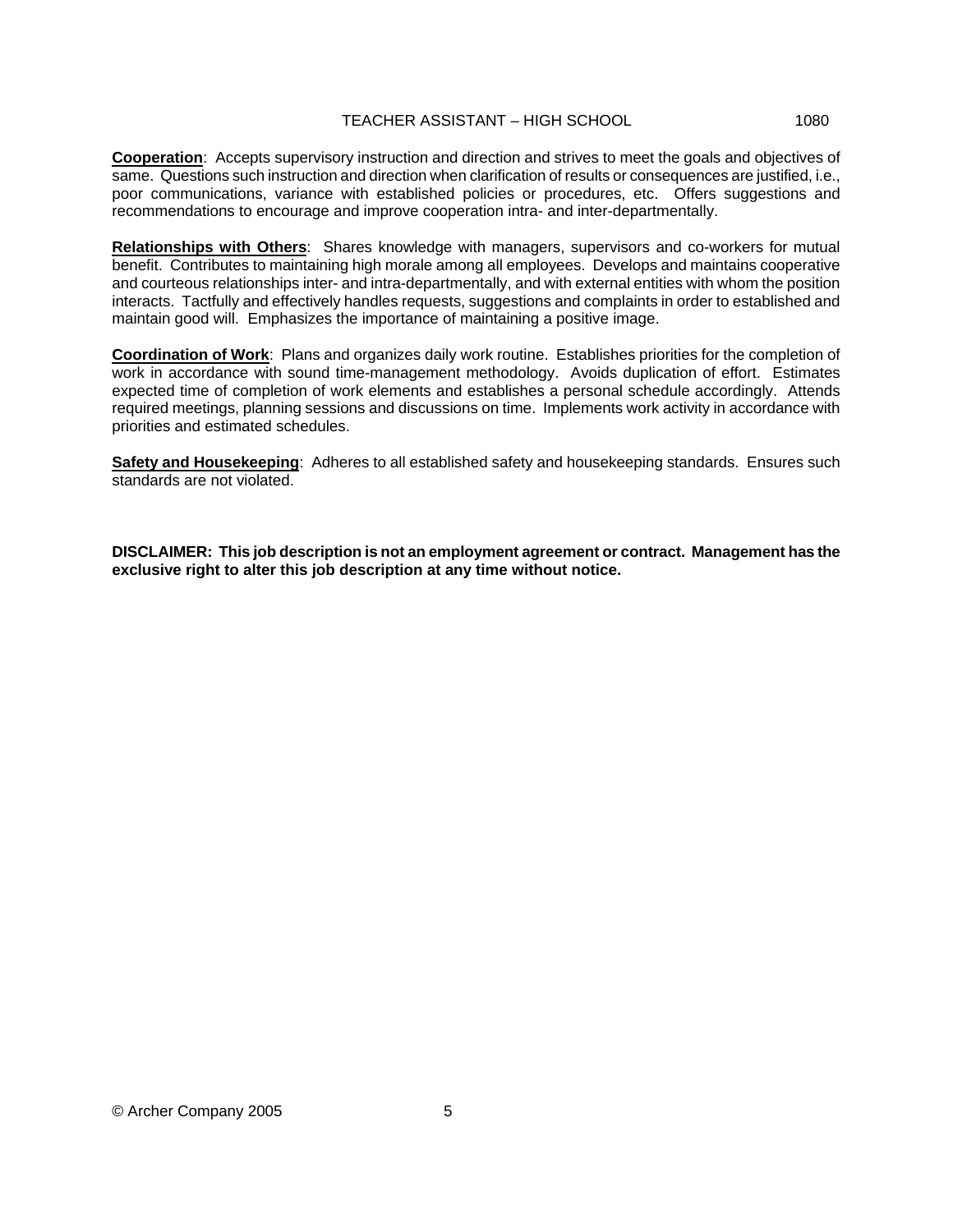**Cooperation**: Accepts supervisory instruction and direction and strives to meet the goals and objectives of same. Questions such instruction and direction when clarification of results or consequences are justified, i.e., poor communications, variance with established policies or procedures, etc. Offers suggestions and recommendations to encourage and improve cooperation intra- and inter-departmentally.

**Relationships with Others**: Shares knowledge with managers, supervisors and co-workers for mutual benefit. Contributes to maintaining high morale among all employees. Develops and maintains cooperative and courteous relationships inter- and intra-departmentally, and with external entities with whom the position interacts. Tactfully and effectively handles requests, suggestions and complaints in order to established and maintain good will. Emphasizes the importance of maintaining a positive image.

**Coordination of Work**: Plans and organizes daily work routine. Establishes priorities for the completion of work in accordance with sound time-management methodology. Avoids duplication of effort. Estimates expected time of completion of work elements and establishes a personal schedule accordingly. Attends required meetings, planning sessions and discussions on time. Implements work activity in accordance with priorities and estimated schedules.

**Safety and Housekeeping**: Adheres to all established safety and housekeeping standards. Ensures such standards are not violated.

**DISCLAIMER: This job description is not an employment agreement or contract. Management has the exclusive right to alter this job description at any time without notice.**